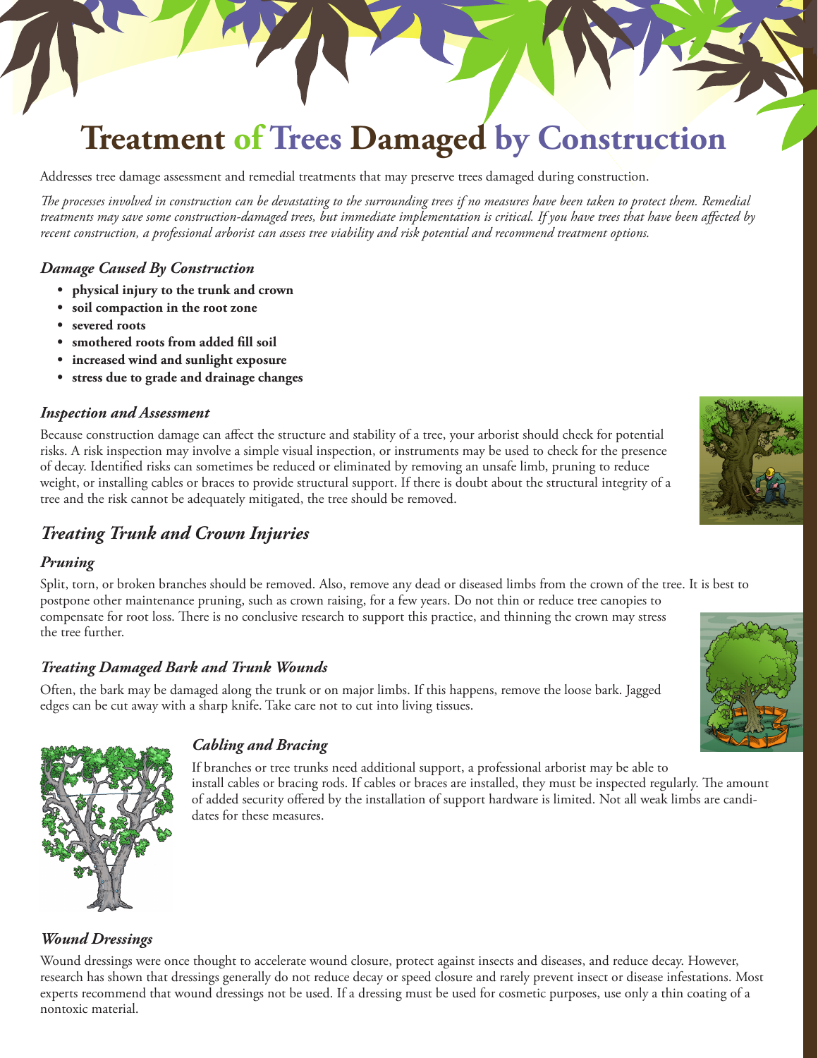# Treatment of Trees Damaged by Construction

Addresses tree damage assessment and remedial treatments that may preserve trees damaged during construction.

*The processes involved in construction can be devastating to the surrounding trees if no measures have been taken to protect them. Remedial treatments may save some construction-damaged trees, but immediate implementation is critical. If you have trees that have been affected by recent construction, a professional arborist can assess tree viability and risk potential and recommend treatment options.*

### Damage Caused By Construction

- **physical injury to the trunk and crown**
- **soil compaction in the root zone**
- **severed roots**
- **smothered roots from added fill soil**
- **increased wind and sunlight exposure**
- **stress due to grade and drainage changes**

### Inspection and Assessment

Because construction damage can affect the structure and stability of a tree, your arborist should check for potential risks. A risk inspection may involve a simple visual inspection, or instruments may be used to check for the presence of decay. Identified risks can sometimes be reduced or eliminated by removing an unsafe limb, pruning to reduce weight, or installing cables or braces to provide structural support. If there is doubt about the structural integrity of a tree and the risk cannot be adequately mitigated, the tree should be removed.

## Treating Trunk and Crown Injuries

### Pruning

Split, torn, or broken branches should be removed. Also, remove any dead or diseased limbs from the crown of the tree. It is best to postpone other maintenance pruning, such as crown raising, for a few years. Do not thin or reduce tree canopies to compensate for root loss. There is no conclusive research to support this practice, and thinning the crown may stress the tree further.

### Treating Damaged Bark and Trunk Wounds

Often, the bark may be damaged along the trunk or on major limbs. If this happens, remove the loose bark. Jagged edges can be cut away with a sharp knife. Take care not to cut into living tissues.

### Cabling and Bracing

If branches or tree trunks need additional support, a professional arborist may be able to install cables or bracing rods. If cables or braces are installed, they must be inspected regularly. The amount of added security offered by the installation of support hardware is limited. Not all weak limbs are candidates for these measures.

### Wound Dressings

Wound dressings were once thought to accelerate wound closure, protect against insects and diseases, and reduce decay. However, research has shown that dressings generally do not reduce decay or speed closure and rarely prevent insect or disease infestations. Most experts recommend that wound dressings not be used. If a dressing must be used for cosmetic purposes, use only a thin coating of a nontoxic material.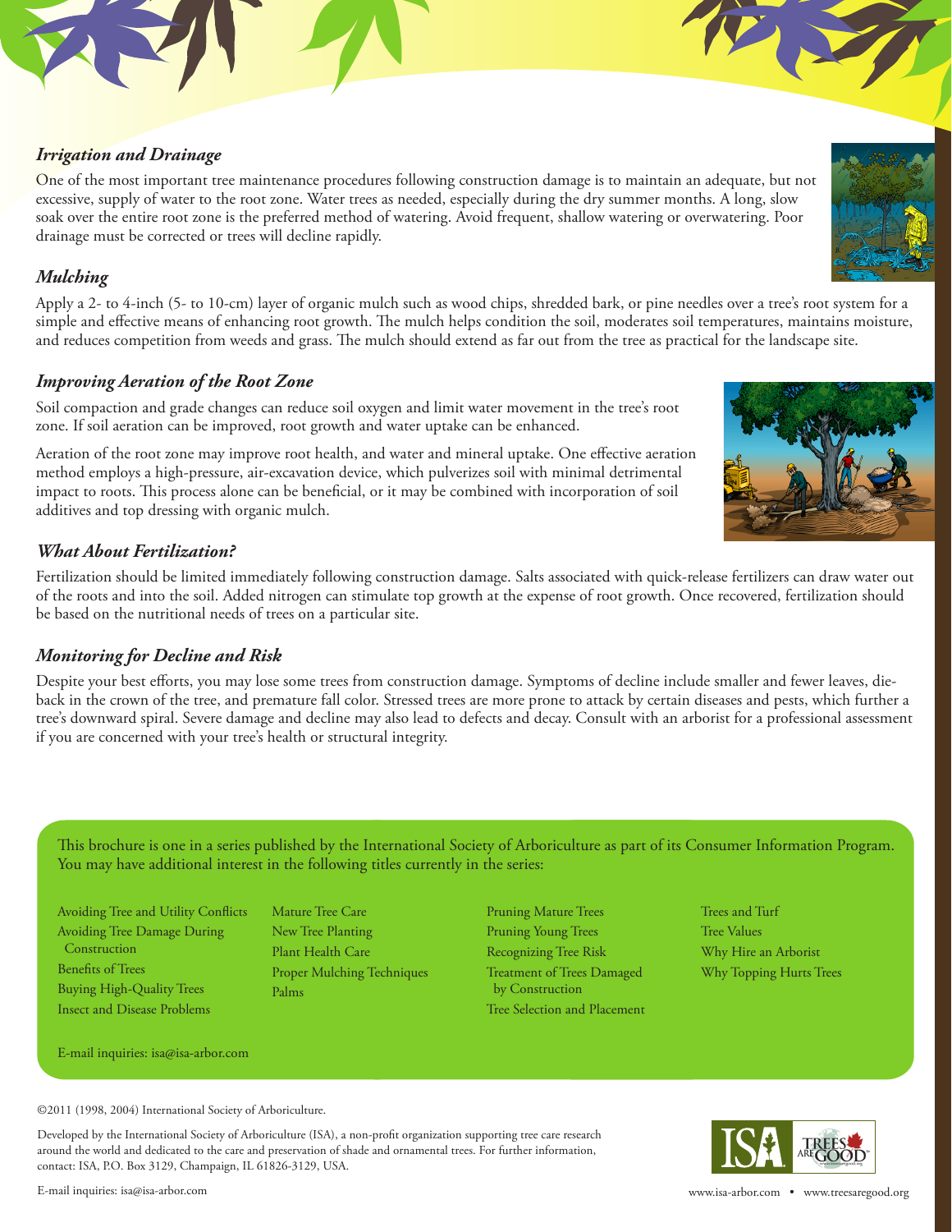### *Irrigation and Drainage*

One of the most important tree maintenance procedures following construction damage is to maintain an adequate, but not excessive, supply of water to the root zone. Water trees as needed, especially during the dry summer months. A long, slow soak over the entire root zone is the preferred method of watering. Avoid frequent, shallow watering or overwatering. Poor drainage must be corrected or trees will decline rapidly.

### *Mulching*

Apply a 2- to 4-inch (5- to 10-cm) layer of organic mulch such as wood chips, shredded bark, or pine needles over a tree's root system for a simple and effective means of enhancing root growth. The mulch helps condition the soil, moderates soil temperatures, maintains moisture, and reduces competition from weeds and grass. The mulch should extend as far out from the tree as practical for the landscape site.

### *Improving Aeration of the Root Zone*

Soil compaction and grade changes can reduce soil oxygen and limit water movement in the tree's root zone. If soil aeration can be improved, root growth and water uptake can be enhanced.

Aeration of the root zone may improve root health, and water and mineral uptake. One effective aeration method employs a high-pressure, air-excavation device, which pulverizes soil with minimal detrimental impact to roots. This process alone can be beneficial, or it may be combined with incorporation of soil additives and top dressing with organic mulch.

### *What About Fertilization?*

Fertilization should be limited immediately following construction damage. Salts associated with quick-release fertilizers can draw water out of the roots and into the soil. Added nitrogen can stimulate top growth at the expense of root growth. Once recovered, fertilization should be based on the nutritional needs of trees on a particular site.

### *Monitoring for Decline and Risk*

Despite your best efforts, you may lose some trees from construction damage. Symptoms of decline include smaller and fewer leaves, die-back in the crown of the tree, and premature fall color. Stressed trees are more prone to attack by certain diseases and pests, which further a tree's downward spiral. Severe damage and decline may also lead to defects and decay. Consult with an arborist for a professional assessment if you are concerned with your tree's health or structural integrity.

This brochure is one in a series published by the International Society of Arboriculture as part of its Consumer Information Program. You may have additional interest in the following titles currently in the series:

- Avoiding Tree and Utility Conflicts
- Avoiding Tree Damage During Construction
- Benefits of Trees
- Buying High-Quality Trees
- Insect and Disease Problems
- Mature Tree Care
- New Tree Planting
- Plant Health Care
- Proper Mulching Techniques
- Palms
- Pruning Mature Trees
- Pruning Young Trees
- Recognizing Tree Risk
- Treatment of Trees Damaged by Construction
- Tree Selection and Placement
- Trees and Turf
- Tree Values
- Why Hire an Arborist
- Why Topping Hurts Trees

E-mail inquiries: isa@isa-arbor.com

©2011 (1998, 2004) International Society of Arboriculture.

Developed by the International Society of Arboriculture (ISA), a non-profit organization supporting tree care research around the world and dedicated to the care and preservation of shade and ornamental trees. For further information, contact: ISA, P.O. Box 3129, Champaign, IL 61826-3129, USA.

E-mail inquiries: isa@isa-arbor.com

www.isa-arbor.com • www.treesaregood.org